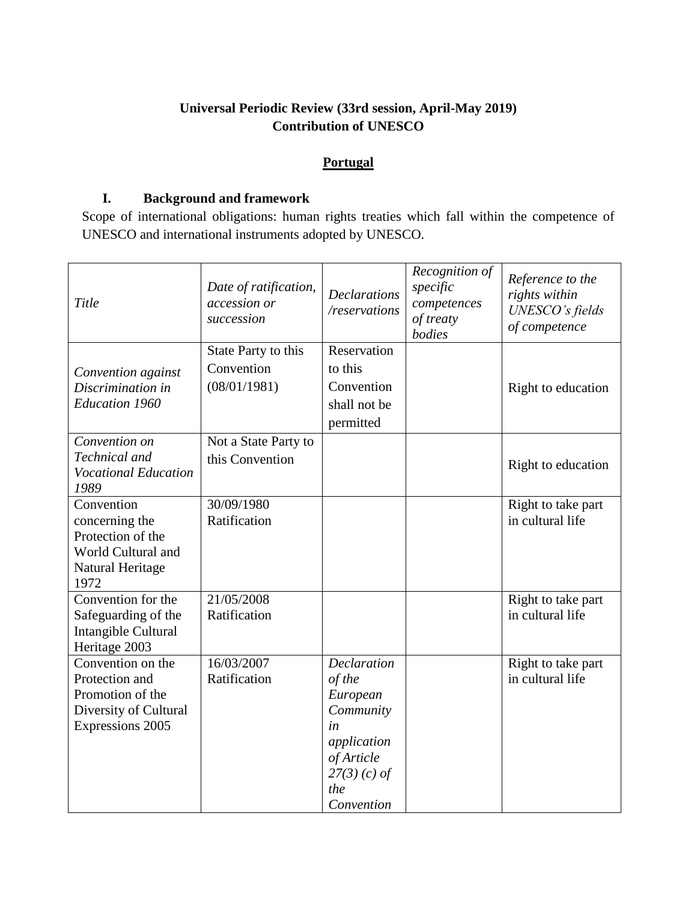**Universal Periodic Review (33rd session, April-May 2019)**
**Contribution of UNESCO**

**Portugal**

## I. Background and framework

Scope of international obligations: human rights treaties which fall within the competence of UNESCO and international instruments adopted by UNESCO.

| *Title* | *Date of ratification, accession or succession* | *Declarations /reservations* | *Recognition of specific competences of treaty bodies* | *Reference to the rights within UNESCO's fields of competence* |
|---|---|---|---|---|
| *Convention against Discrimination in Education 1960* | State Party to this Convention (08/01/1981) | Reservation to this Convention shall not be permitted | | Right to education |
| *Convention on Technical and Vocational Education 1989* | Not a State Party to this Convention | | | Right to education |
| Convention concerning the Protection of the World Cultural and Natural Heritage 1972 | 30/09/1980 Ratification | | | Right to take part in cultural life |
| Convention for the Safeguarding of the Intangible Cultural Heritage 2003 | 21/05/2008 Ratification | | | Right to take part in cultural life |
| Convention on the Protection and Promotion of the Diversity of Cultural Expressions 2005 | 16/03/2007 Ratification | *Declaration of the European Community in application of Article 27(3) (c) of the Convention* | | Right to take part in cultural life |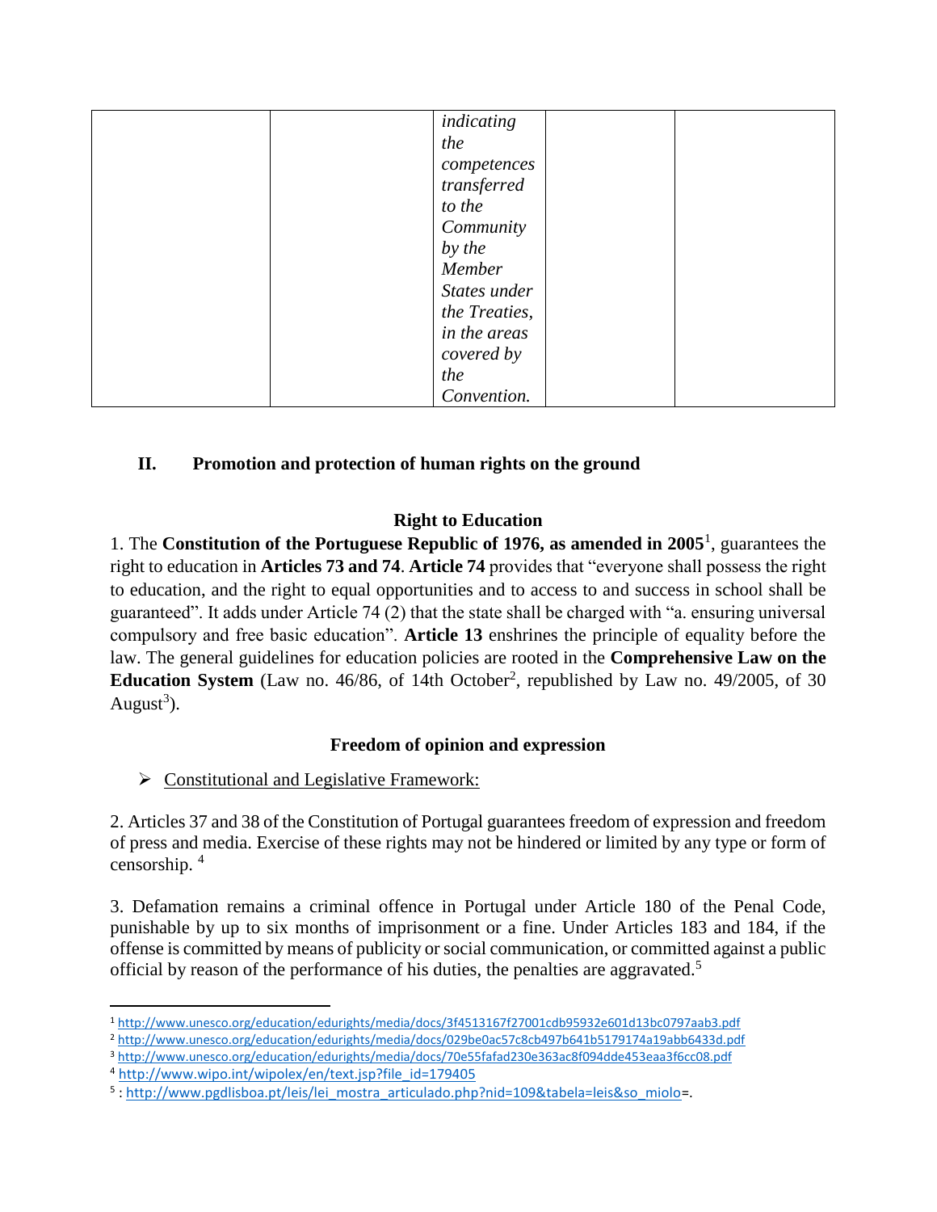|  |  | *indicating the competences transferred to the Community by the Member States under the Treaties, in the areas covered by the Convention.* |  |  |
|---|---|---|---|---|

## II. Promotion and protection of human rights on the ground

### Right to Education

1. The **Constitution of the Portuguese Republic of 1976, as amended in 2005**[1], guarantees the right to education in **Articles 73 and 74**. **Article 74** provides that "everyone shall possess the right to education, and the right to equal opportunities and to access to and success in school shall be guaranteed". It adds under Article 74 (2) that the state shall be charged with "a. ensuring universal compulsory and free basic education". **Article 13** enshrines the principle of equality before the law. The general guidelines for education policies are rooted in the **Comprehensive Law on the Education System** (Law no. 46/86, of 14th October[2], republished by Law no. 49/2005, of 30 August[3]).

### Freedom of opinion and expression

- Constitutional and Legislative Framework:

2. Articles 37 and 38 of the Constitution of Portugal guarantees freedom of expression and freedom of press and media. Exercise of these rights may not be hindered or limited by any type or form of censorship. [4]

3. Defamation remains a criminal offence in Portugal under Article 180 of the Penal Code, punishable by up to six months of imprisonment or a fine. Under Articles 183 and 184, if the offense is committed by means of publicity or social communication, or committed against a public official by reason of the performance of his duties, the penalties are aggravated.[5]

---

[1] http://www.unesco.org/education/edurights/media/docs/3f4513167f27001cdb95932e601d13bc0797aab3.pdf

[2] http://www.unesco.org/education/edurights/media/docs/029be0ac57c8cb497b641b5179174a19abb6433d.pdf

[3] http://www.unesco.org/education/edurights/media/docs/70e55fafad230e363ac8f094dde453eaa3f6cc08.pdf

[4] http://www.wipo.int/wipolex/en/text.jsp?file_id=179405

[5] : http://www.pgdlisboa.pt/leis/lei_mostra_articulado.php?nid=109&tabela=leis&so_miolo=.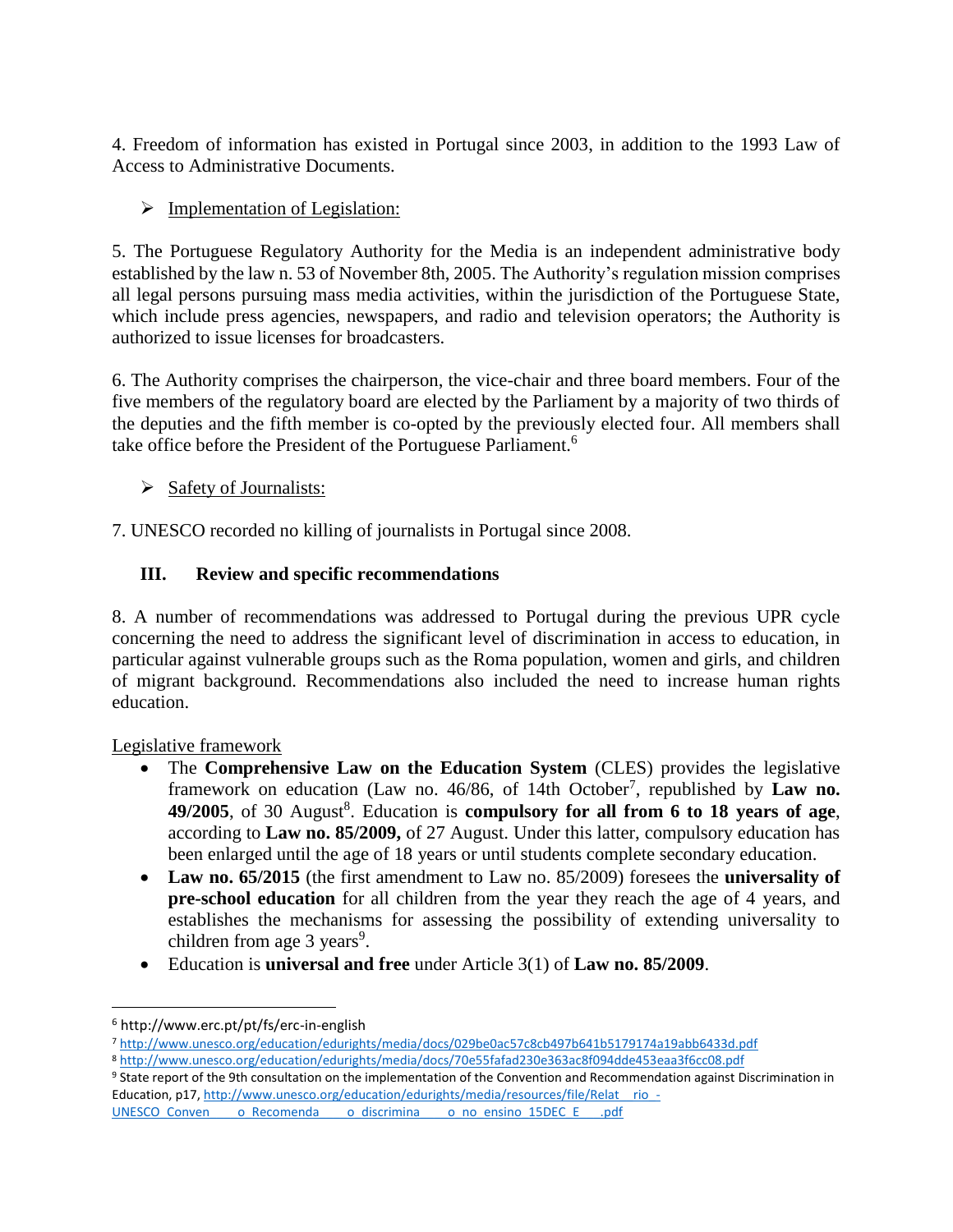4. Freedom of information has existed in Portugal since 2003, in addition to the 1993 Law of Access to Administrative Documents.

➢ Implementation of Legislation:

5. The Portuguese Regulatory Authority for the Media is an independent administrative body established by the law n. 53 of November 8th, 2005. The Authority's regulation mission comprises all legal persons pursuing mass media activities, within the jurisdiction of the Portuguese State, which include press agencies, newspapers, and radio and television operators; the Authority is authorized to issue licenses for broadcasters.

6. The Authority comprises the chairperson, the vice-chair and three board members. Four of the five members of the regulatory board are elected by the Parliament by a majority of two thirds of the deputies and the fifth member is co-opted by the previously elected four. All members shall take office before the President of the Portuguese Parliament.[6]

➢ Safety of Journalists:

7. UNESCO recorded no killing of journalists in Portugal since 2008.

## III. Review and specific recommendations

8. A number of recommendations was addressed to Portugal during the previous UPR cycle concerning the need to address the significant level of discrimination in access to education, in particular against vulnerable groups such as the Roma population, women and girls, and children of migrant background. Recommendations also included the need to increase human rights education.

Legislative framework

- The **Comprehensive Law on the Education System** (CLES) provides the legislative framework on education (Law no. 46/86, of 14th October[7], republished by **Law no. 49/2005**, of 30 August[8]. Education is **compulsory for all from 6 to 18 years of age**, according to **Law no. 85/2009,** of 27 August. Under this latter, compulsory education has been enlarged until the age of 18 years or until students complete secondary education.
- **Law no. 65/2015** (the first amendment to Law no. 85/2009) foresees the **universality of pre-school education** for all children from the year they reach the age of 4 years, and establishes the mechanisms for assessing the possibility of extending universality to children from age 3 years[9].
- Education is **universal and free** under Article 3(1) of **Law no. 85/2009**.

---

[6] http://www.erc.pt/pt/fs/erc-in-english

[7] http://www.unesco.org/education/edurights/media/docs/029be0ac57c8cb497b641b5179174a19abb6433d.pdf

[8] http://www.unesco.org/education/edurights/media/docs/70e55fafad230e363ac8f094dde453eaa3f6cc08.pdf

[9] State report of the 9th consultation on the implementation of the Convention and Recommendation against Discrimination in Education, p17, http://www.unesco.org/education/edurights/media/resources/file/Relat__rio_-UNESCO_Conven____o_Recomenda____o_discrimina____o_no_ensino_15DEC_E___.pdf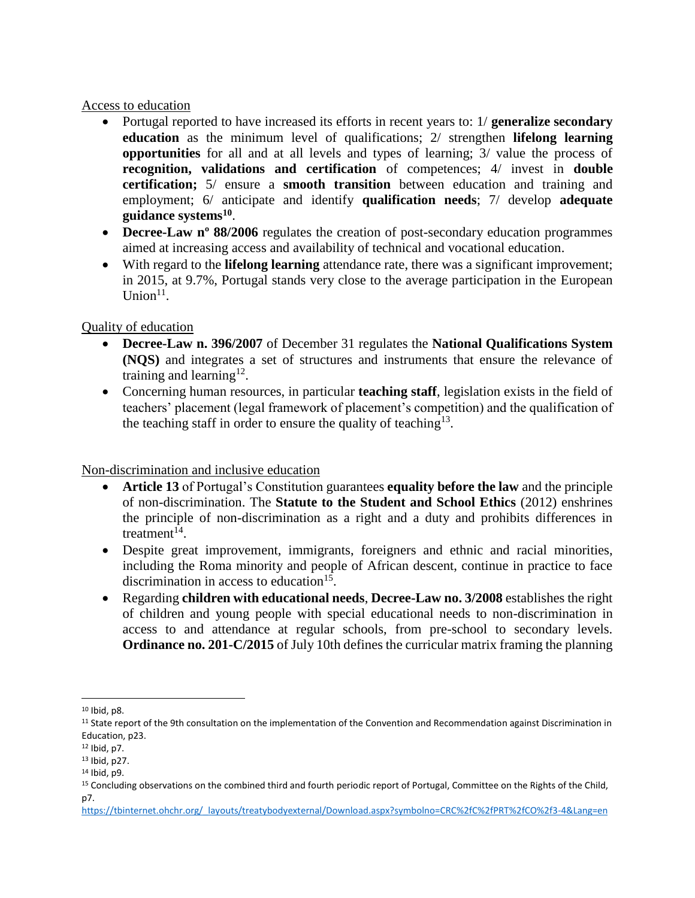Access to education

- Portugal reported to have increased its efforts in recent years to: 1/ **generalize secondary education** as the minimum level of qualifications; 2/ strengthen **lifelong learning opportunities** for all and at all levels and types of learning; 3/ value the process of **recognition, validations and certification** of competences; 4/ invest in **double certification;** 5/ ensure a **smooth transition** between education and training and employment; 6/ anticipate and identify **qualification needs**; 7/ develop **adequate guidance systems**[10].
- **Decree-Law nº 88/2006** regulates the creation of post-secondary education programmes aimed at increasing access and availability of technical and vocational education.
- With regard to the **lifelong learning** attendance rate, there was a significant improvement; in 2015, at 9.7%, Portugal stands very close to the average participation in the European Union[11].

Quality of education

- **Decree-Law n. 396/2007** of December 31 regulates the **National Qualifications System (NQS)** and integrates a set of structures and instruments that ensure the relevance of training and learning[12].
- Concerning human resources, in particular **teaching staff**, legislation exists in the field of teachers' placement (legal framework of placement's competition) and the qualification of the teaching staff in order to ensure the quality of teaching[13].

Non-discrimination and inclusive education

- **Article 13** of Portugal's Constitution guarantees **equality before the law** and the principle of non-discrimination. The **Statute to the Student and School Ethics** (2012) enshrines the principle of non-discrimination as a right and a duty and prohibits differences in treatment[14].
- Despite great improvement, immigrants, foreigners and ethnic and racial minorities, including the Roma minority and people of African descent, continue in practice to face discrimination in access to education[15].
- Regarding **children with educational needs**, **Decree-Law no. 3/2008** establishes the right of children and young people with special educational needs to non-discrimination in access to and attendance at regular schools, from pre-school to secondary levels. **Ordinance no. 201-C/2015** of July 10th defines the curricular matrix framing the planning

---

[10] Ibid, p8.

[11] State report of the 9th consultation on the implementation of the Convention and Recommendation against Discrimination in Education, p23.

[12] Ibid, p7.

[13] Ibid, p27.

[14] Ibid, p9.

[15] Concluding observations on the combined third and fourth periodic report of Portugal, Committee on the Rights of the Child, p7.
https://tbinternet.ohchr.org/_layouts/treatybodyexternal/Download.aspx?symbolno=CRC%2fC%2fPRT%2fCO%2f3-4&Lang=en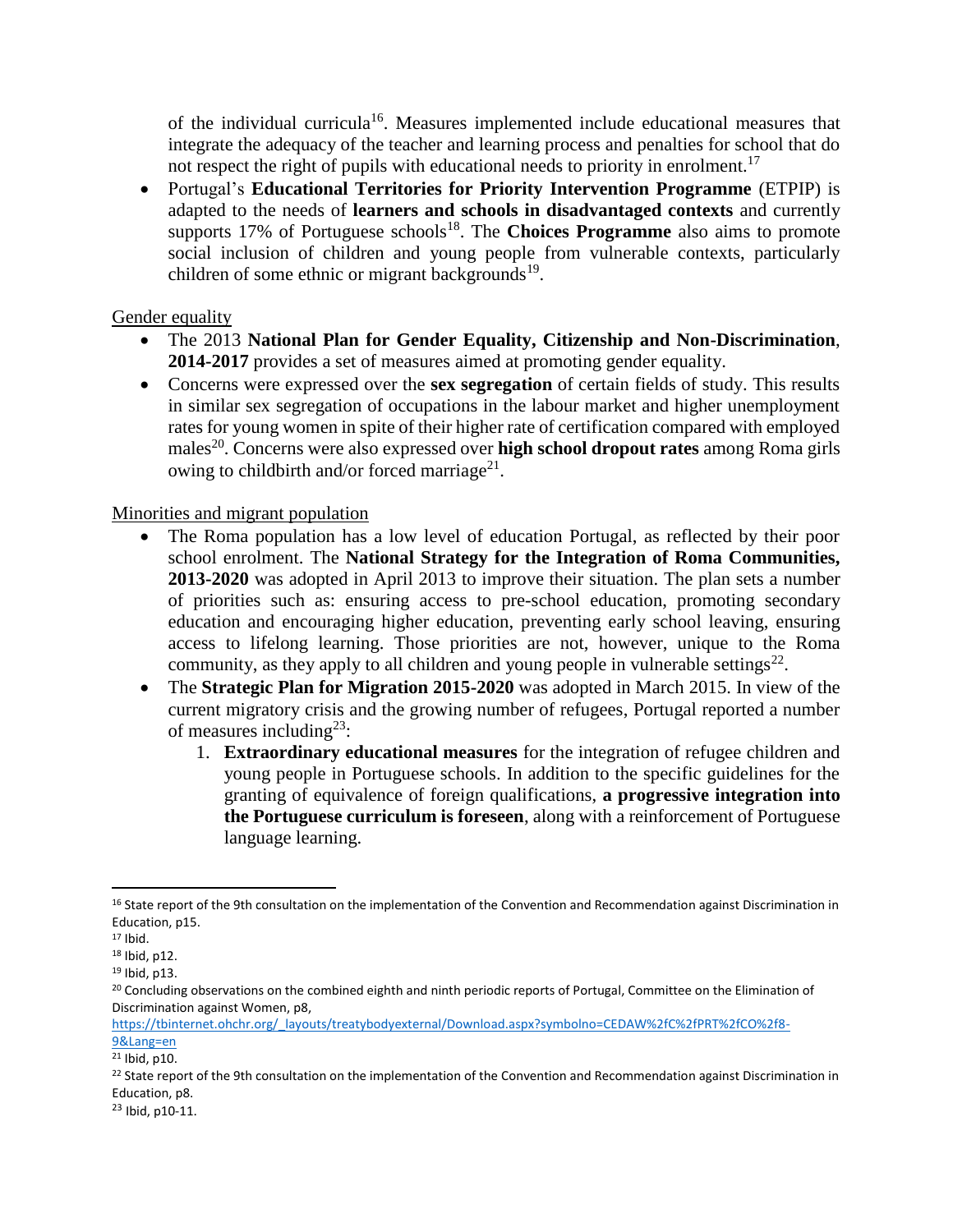of the individual curricula[16]. Measures implemented include educational measures that integrate the adequacy of the teacher and learning process and penalties for school that do not respect the right of pupils with educational needs to priority in enrolment.[17]

- Portugal's **Educational Territories for Priority Intervention Programme** (ETPIP) is adapted to the needs of **learners and schools in disadvantaged contexts** and currently supports 17% of Portuguese schools[18]. The **Choices Programme** also aims to promote social inclusion of children and young people from vulnerable contexts, particularly children of some ethnic or migrant backgrounds[19].

Gender equality

- The 2013 **National Plan for Gender Equality, Citizenship and Non-Discrimination**, **2014-2017** provides a set of measures aimed at promoting gender equality.
- Concerns were expressed over the **sex segregation** of certain fields of study. This results in similar sex segregation of occupations in the labour market and higher unemployment rates for young women in spite of their higher rate of certification compared with employed males[20]. Concerns were also expressed over **high school dropout rates** among Roma girls owing to childbirth and/or forced marriage[21].

Minorities and migrant population

- The Roma population has a low level of education Portugal, as reflected by their poor school enrolment. The **National Strategy for the Integration of Roma Communities, 2013-2020** was adopted in April 2013 to improve their situation. The plan sets a number of priorities such as: ensuring access to pre-school education, promoting secondary education and encouraging higher education, preventing early school leaving, ensuring access to lifelong learning. Those priorities are not, however, unique to the Roma community, as they apply to all children and young people in vulnerable settings[22].
- The **Strategic Plan for Migration 2015-2020** was adopted in March 2015. In view of the current migratory crisis and the growing number of refugees, Portugal reported a number of measures including[23]:
  1. **Extraordinary educational measures** for the integration of refugee children and young people in Portuguese schools. In addition to the specific guidelines for the granting of equivalence of foreign qualifications, **a progressive integration into the Portuguese curriculum is foreseen**, along with a reinforcement of Portuguese language learning.

---

[16] State report of the 9th consultation on the implementation of the Convention and Recommendation against Discrimination in Education, p15.

[17] Ibid.

[18] Ibid, p12.

[19] Ibid, p13.

[20] Concluding observations on the combined eighth and ninth periodic reports of Portugal, Committee on the Elimination of Discrimination against Women, p8, https://tbinternet.ohchr.org/_layouts/treatybodyexternal/Download.aspx?symbolno=CEDAW%2fC%2fPRT%2fCO%2f8-9&Lang=en

[21] Ibid, p10.

[22] State report of the 9th consultation on the implementation of the Convention and Recommendation against Discrimination in Education, p8.

[23] Ibid, p10-11.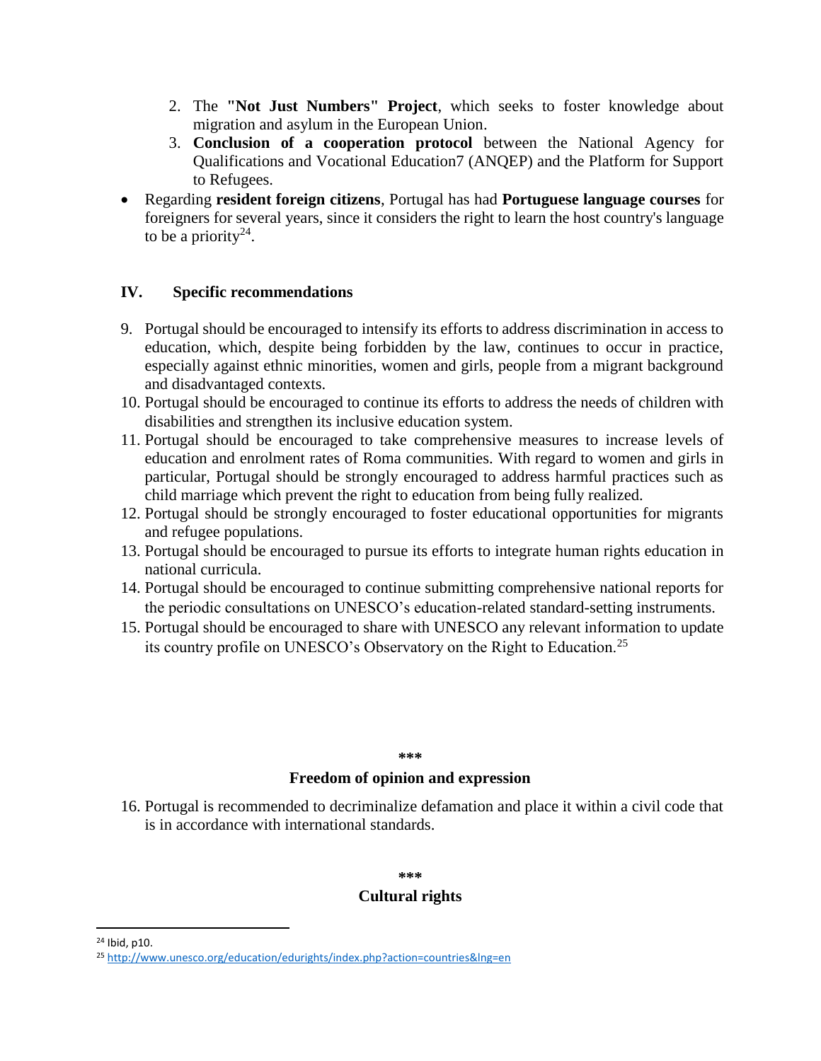2. The **"Not Just Numbers" Project**, which seeks to foster knowledge about migration and asylum in the European Union.
3. **Conclusion of a cooperation protocol** between the National Agency for Qualifications and Vocational Education7 (ANQEP) and the Platform for Support to Refugees.

- Regarding **resident foreign citizens**, Portugal has had **Portuguese language courses** for foreigners for several years, since it considers the right to learn the host country's language to be a priority[24].

## IV. Specific recommendations

9. Portugal should be encouraged to intensify its efforts to address discrimination in access to education, which, despite being forbidden by the law, continues to occur in practice, especially against ethnic minorities, women and girls, people from a migrant background and disadvantaged contexts.
10. Portugal should be encouraged to continue its efforts to address the needs of children with disabilities and strengthen its inclusive education system.
11. Portugal should be encouraged to take comprehensive measures to increase levels of education and enrolment rates of Roma communities. With regard to women and girls in particular, Portugal should be strongly encouraged to address harmful practices such as child marriage which prevent the right to education from being fully realized.
12. Portugal should be strongly encouraged to foster educational opportunities for migrants and refugee populations.
13. Portugal should be encouraged to pursue its efforts to integrate human rights education in national curricula.
14. Portugal should be encouraged to continue submitting comprehensive national reports for the periodic consultations on UNESCO's education-related standard-setting instruments.
15. Portugal should be encouraged to share with UNESCO any relevant information to update its country profile on UNESCO's Observatory on the Right to Education.[25]

***

### Freedom of opinion and expression

16. Portugal is recommended to decriminalize defamation and place it within a civil code that is in accordance with international standards.

***

### Cultural rights

---

[24] Ibid, p10.

[25] http://www.unesco.org/education/edurights/index.php?action=countries&lng=en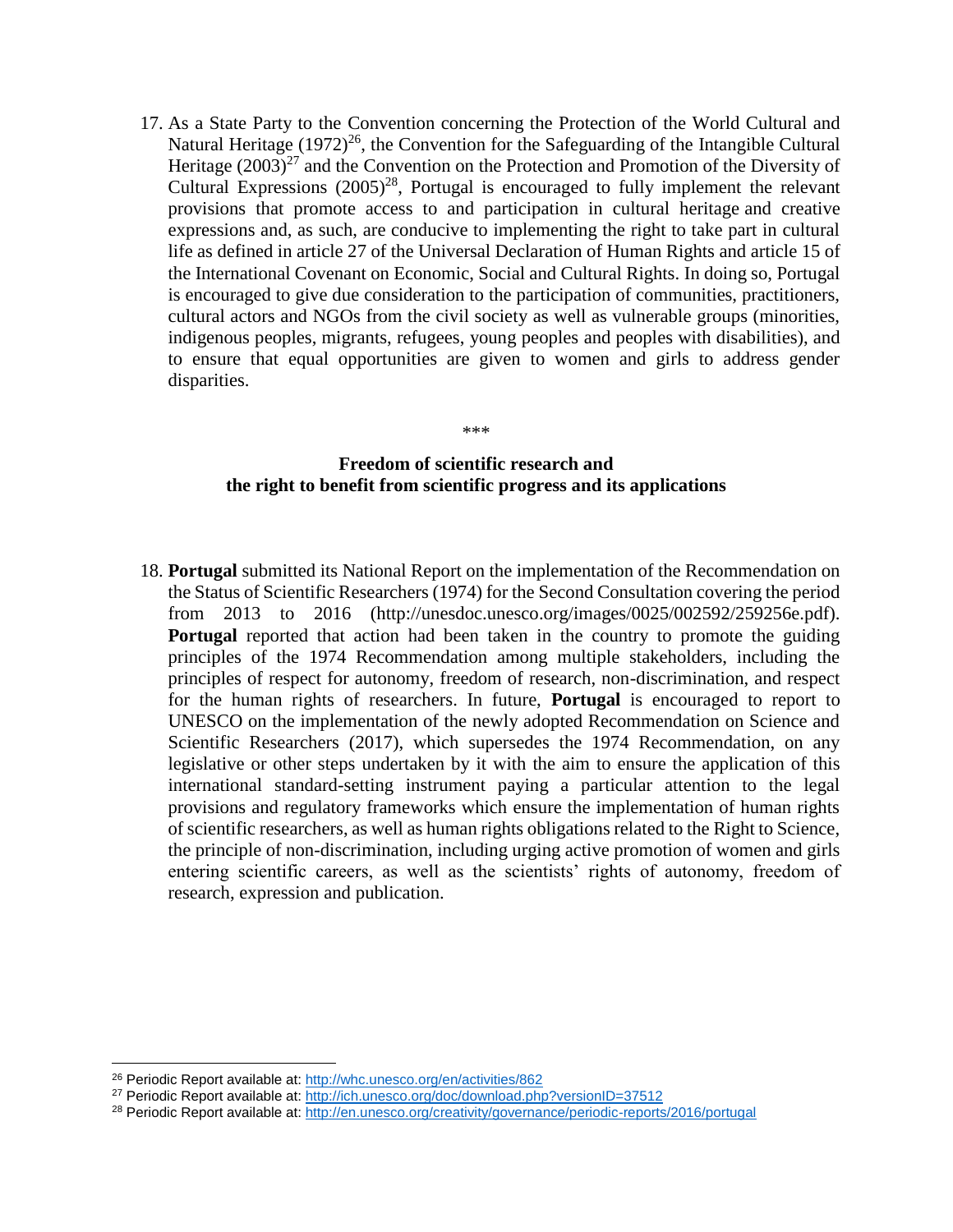17. As a State Party to the Convention concerning the Protection of the World Cultural and Natural Heritage (1972)[26], the Convention for the Safeguarding of the Intangible Cultural Heritage (2003)[27] and the Convention on the Protection and Promotion of the Diversity of Cultural Expressions (2005)[28], Portugal is encouraged to fully implement the relevant provisions that promote access to and participation in cultural heritage and creative expressions and, as such, are conducive to implementing the right to take part in cultural life as defined in article 27 of the Universal Declaration of Human Rights and article 15 of the International Covenant on Economic, Social and Cultural Rights. In doing so, Portugal is encouraged to give due consideration to the participation of communities, practitioners, cultural actors and NGOs from the civil society as well as vulnerable groups (minorities, indigenous peoples, migrants, refugees, young peoples and peoples with disabilities), and to ensure that equal opportunities are given to women and girls to address gender disparities.

\*\*\*

**Freedom of scientific research and the right to benefit from scientific progress and its applications**

18. **Portugal** submitted its National Report on the implementation of the Recommendation on the Status of Scientific Researchers (1974) for the Second Consultation covering the period from 2013 to 2016 (http://unesdoc.unesco.org/images/0025/002592/259256e.pdf). **Portugal** reported that action had been taken in the country to promote the guiding principles of the 1974 Recommendation among multiple stakeholders, including the principles of respect for autonomy, freedom of research, non-discrimination, and respect for the human rights of researchers. In future, **Portugal** is encouraged to report to UNESCO on the implementation of the newly adopted Recommendation on Science and Scientific Researchers (2017), which supersedes the 1974 Recommendation, on any legislative or other steps undertaken by it with the aim to ensure the application of this international standard-setting instrument paying a particular attention to the legal provisions and regulatory frameworks which ensure the implementation of human rights of scientific researchers, as well as human rights obligations related to the Right to Science, the principle of non-discrimination, including urging active promotion of women and girls entering scientific careers, as well as the scientists' rights of autonomy, freedom of research, expression and publication.

---

[26] Periodic Report available at: http://whc.unesco.org/en/activities/862

[27] Periodic Report available at: http://ich.unesco.org/doc/download.php?versionID=37512

[28] Periodic Report available at: http://en.unesco.org/creativity/governance/periodic-reports/2016/portugal